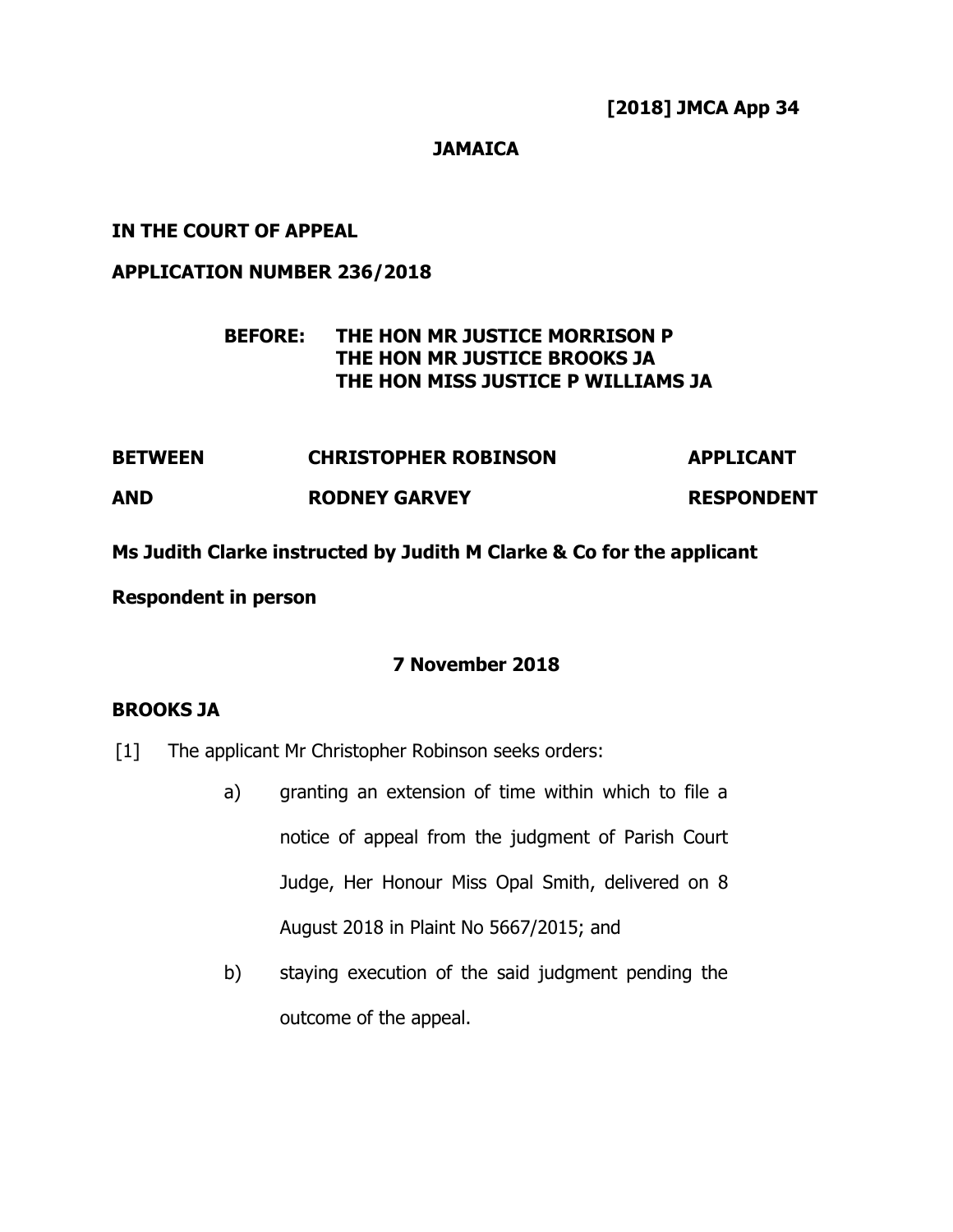**[2018] JMCA App 34**

**JAMAICA**

**IN THE COURT OF APPEAL**

**APPLICATION NUMBER 236/2018**

**BEFORE: THE HON MR JUSTICE MORRISON P**
**THE HON MR JUSTICE BROOKS JA**
**THE HON MISS JUSTICE P WILLIAMS JA**

| | | |
|---|---|---|
| **BETWEEN** | **CHRISTOPHER ROBINSON** | **APPLICANT** |
| **AND** | **RODNEY GARVEY** | **RESPONDENT** |

**Ms Judith Clarke instructed by Judith M Clarke & Co for the applicant**

**Respondent in person**

**7 November 2018**

**BROOKS JA**

[1] The applicant Mr Christopher Robinson seeks orders:

a) granting an extension of time within which to file a notice of appeal from the judgment of Parish Court Judge, Her Honour Miss Opal Smith, delivered on 8 August 2018 in Plaint No 5667/2015; and

b) staying execution of the said judgment pending the outcome of the appeal.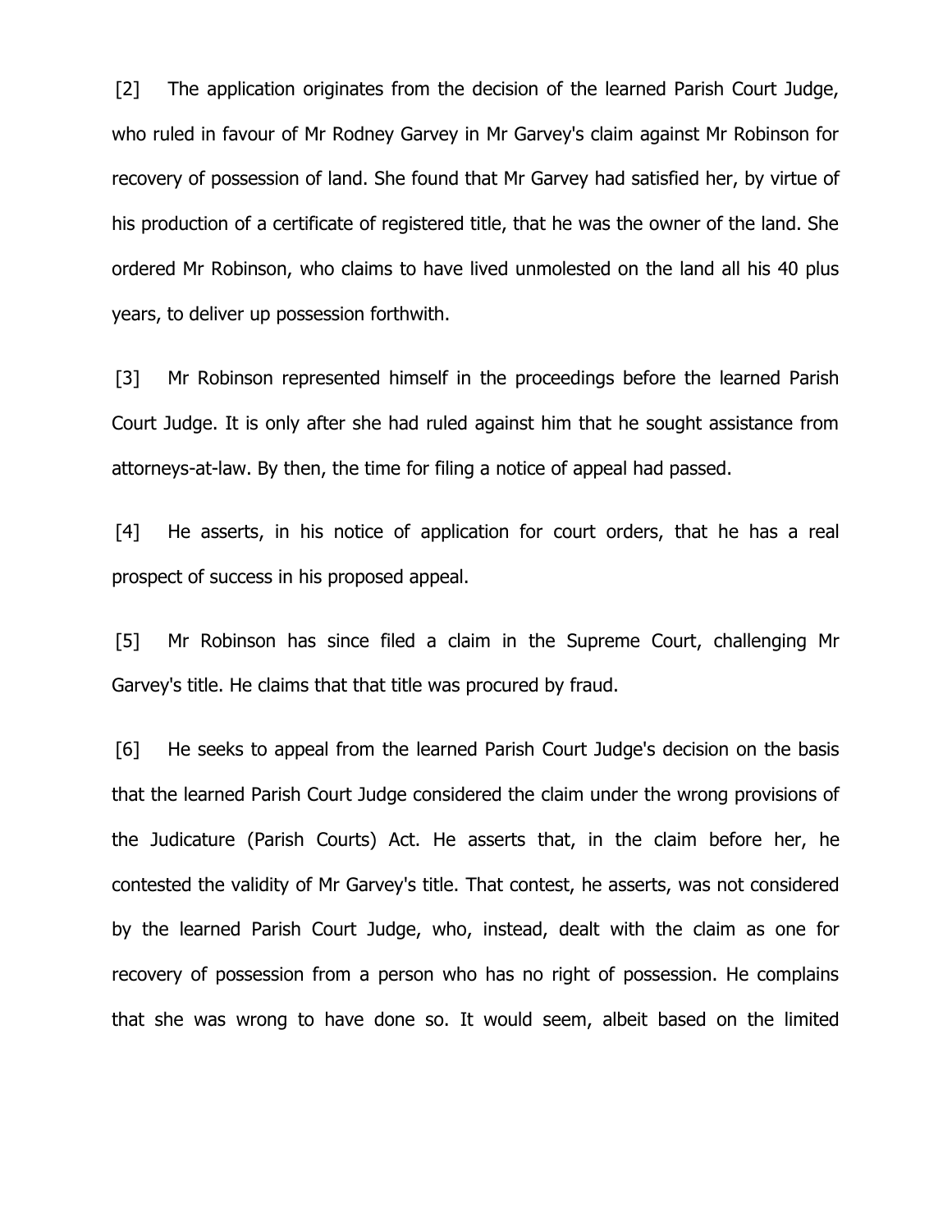[2] The application originates from the decision of the learned Parish Court Judge, who ruled in favour of Mr Rodney Garvey in Mr Garvey's claim against Mr Robinson for recovery of possession of land. She found that Mr Garvey had satisfied her, by virtue of his production of a certificate of registered title, that he was the owner of the land. She ordered Mr Robinson, who claims to have lived unmolested on the land all his 40 plus years, to deliver up possession forthwith.

[3] Mr Robinson represented himself in the proceedings before the learned Parish Court Judge. It is only after she had ruled against him that he sought assistance from attorneys-at-law. By then, the time for filing a notice of appeal had passed.

[4] He asserts, in his notice of application for court orders, that he has a real prospect of success in his proposed appeal.

[5] Mr Robinson has since filed a claim in the Supreme Court, challenging Mr Garvey's title. He claims that that title was procured by fraud.

[6] He seeks to appeal from the learned Parish Court Judge's decision on the basis that the learned Parish Court Judge considered the claim under the wrong provisions of the Judicature (Parish Courts) Act. He asserts that, in the claim before her, he contested the validity of Mr Garvey's title. That contest, he asserts, was not considered by the learned Parish Court Judge, who, instead, dealt with the claim as one for recovery of possession from a person who has no right of possession. He complains that she was wrong to have done so. It would seem, albeit based on the limited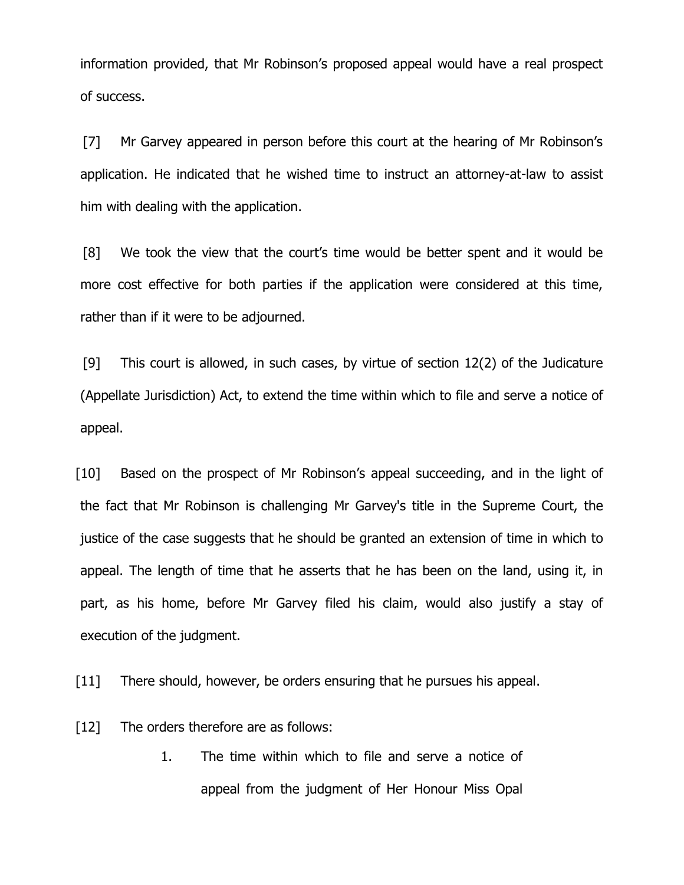information provided, that Mr Robinson's proposed appeal would have a real prospect of success.

[7] Mr Garvey appeared in person before this court at the hearing of Mr Robinson's application. He indicated that he wished time to instruct an attorney-at-law to assist him with dealing with the application.

[8] We took the view that the court's time would be better spent and it would be more cost effective for both parties if the application were considered at this time, rather than if it were to be adjourned.

[9] This court is allowed, in such cases, by virtue of section 12(2) of the Judicature (Appellate Jurisdiction) Act, to extend the time within which to file and serve a notice of appeal.

[10] Based on the prospect of Mr Robinson's appeal succeeding, and in the light of the fact that Mr Robinson is challenging Mr Garvey's title in the Supreme Court, the justice of the case suggests that he should be granted an extension of time in which to appeal. The length of time that he asserts that he has been on the land, using it, in part, as his home, before Mr Garvey filed his claim, would also justify a stay of execution of the judgment.

[11] There should, however, be orders ensuring that he pursues his appeal.

[12] The orders therefore are as follows:

1. The time within which to file and serve a notice of appeal from the judgment of Her Honour Miss Opal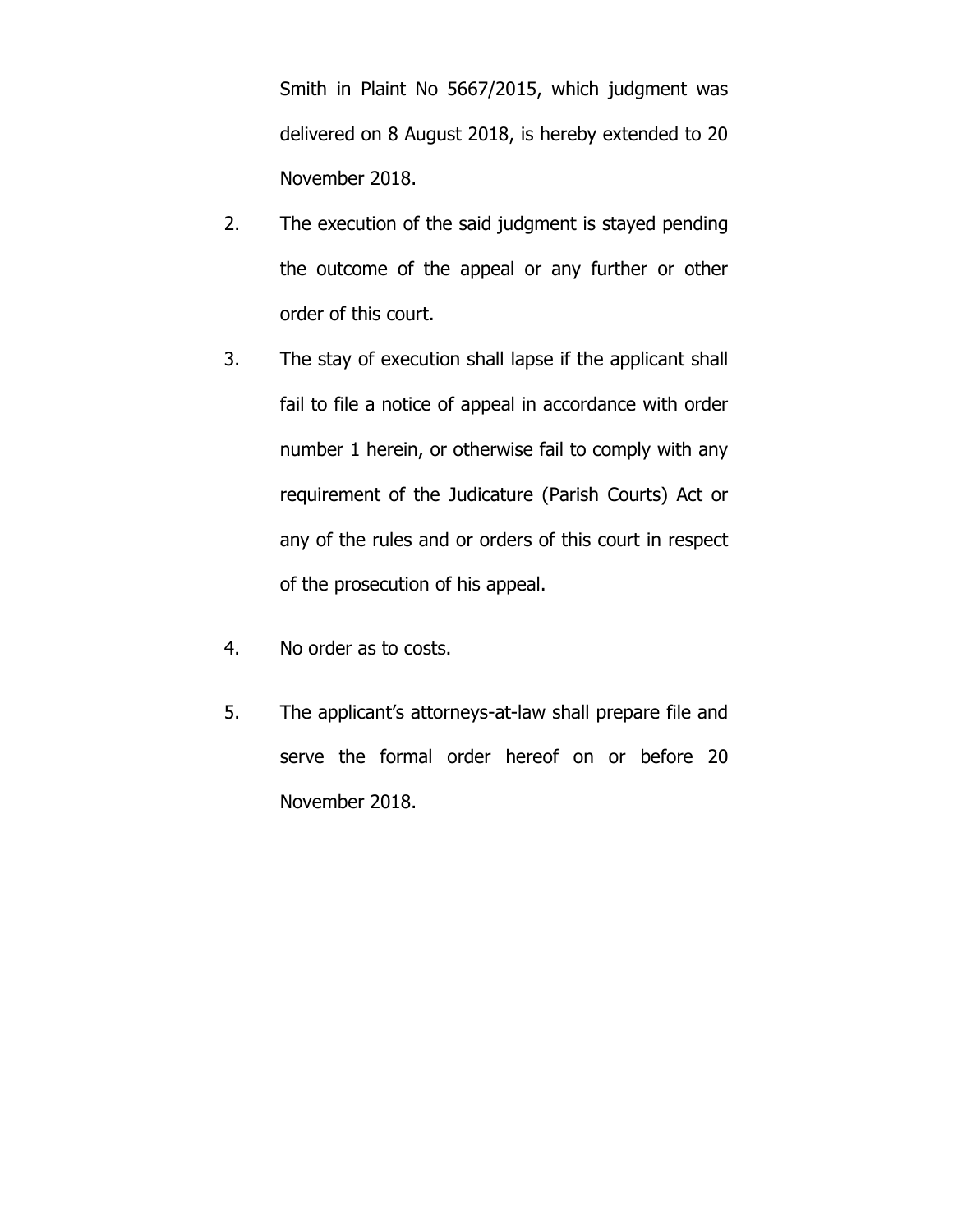Smith in Plaint No 5667/2015, which judgment was delivered on 8 August 2018, is hereby extended to 20 November 2018.

2. The execution of the said judgment is stayed pending the outcome of the appeal or any further or other order of this court.

3. The stay of execution shall lapse if the applicant shall fail to file a notice of appeal in accordance with order number 1 herein, or otherwise fail to comply with any requirement of the Judicature (Parish Courts) Act or any of the rules and or orders of this court in respect of the prosecution of his appeal.

4. No order as to costs.

5. The applicant's attorneys-at-law shall prepare file and serve the formal order hereof on or before 20 November 2018.